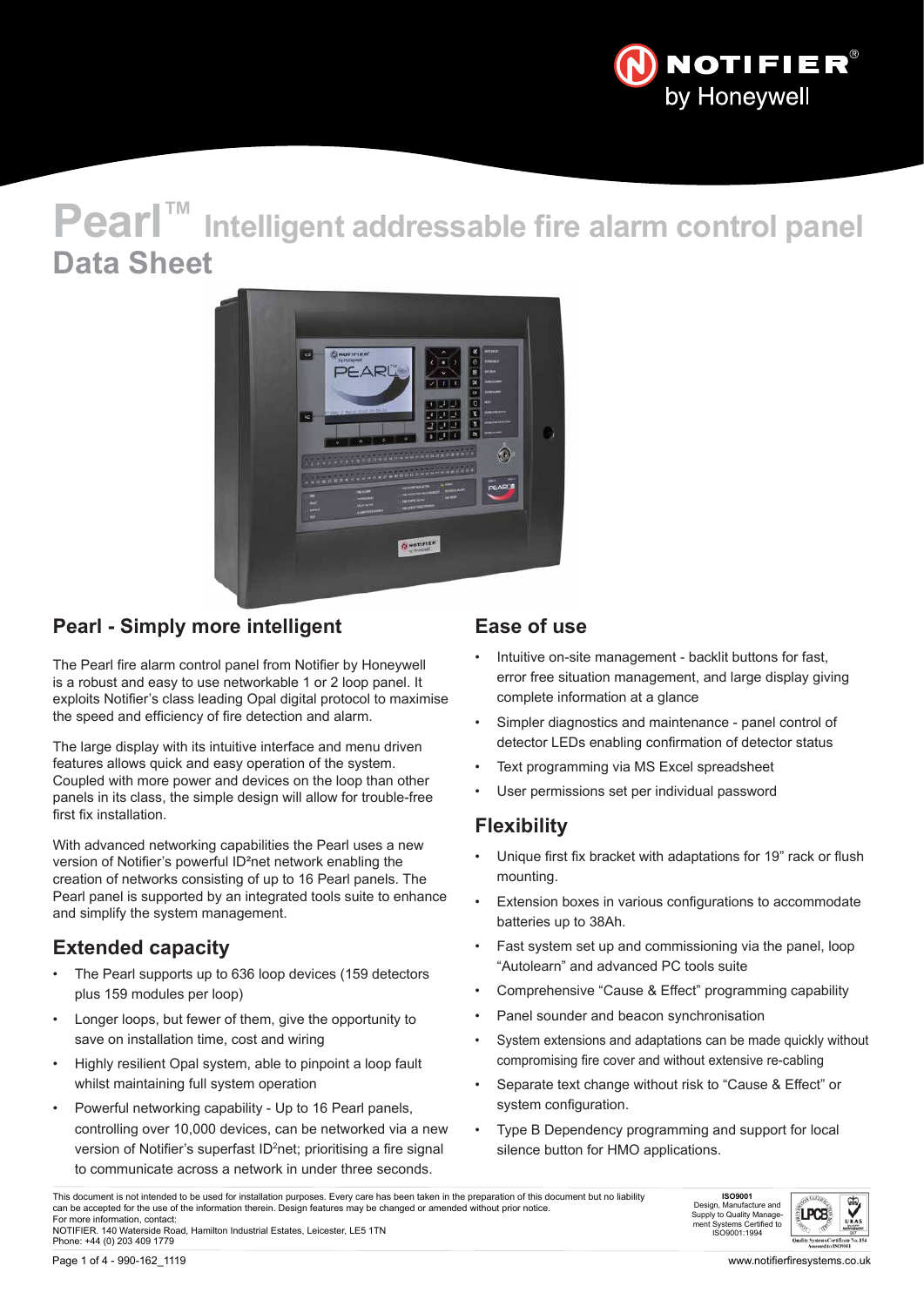# Pearl™ Intelligent addressable fire alarm control panel

## Data Sheet

## Pearl - Simply more intelligent

The Pearl fire alarm control panel from Notifier by Honeywell is a robust and easy to use networkable 1 or 2 loop panel. It exploits Notifier's class leading Opal digital protocol to maximise the speed and efficiency of fire detection and alarm.

The large display with its intuitive interface and menu driven features allows quick and easy operation of the system. Coupled with more power and devices on the loop than other panels in its class, the simple design will allow for trouble-free first fix installation.

With advanced networking capabilities the Pearl uses a new version of Notifier's powerful ID²net network enabling the creation of networks consisting of up to 16 Pearl panels. The Pearl panel is supported by an integrated tools suite to enhance and simplify the system management.

## Extended capacity

- The Pearl supports up to 636 loop devices (159 detectors plus 159 modules per loop)
- Longer loops, but fewer of them, give the opportunity to save on installation time, cost and wiring
- Highly resilient Opal system, able to pinpoint a loop fault whilst maintaining full system operation
- Powerful networking capability - Up to 16 Pearl panels, controlling over 10,000 devices, can be networked via a new version of Notifier's superfast ID²net; prioritising a fire signal to communicate across a network in under three seconds.

## Ease of use

- Intuitive on-site management - backlit buttons for fast, error free situation management, and large display giving complete information at a glance
- Simpler diagnostics and maintenance - panel control of detector LEDs enabling confirmation of detector status
- Text programming via MS Excel spreadsheet
- User permissions set per individual password

## Flexibility

- Unique first fix bracket with adaptations for 19" rack or flush mounting.
- Extension boxes in various configurations to accommodate batteries up to 38Ah.
- Fast system set up and commissioning via the panel, loop "Autolearn" and advanced PC tools suite
- Comprehensive "Cause & Effect" programming capability
- Panel sounder and beacon synchronisation
- System extensions and adaptations can be made quickly without compromising fire cover and without extensive re-cabling
- Separate text change without risk to "Cause & Effect" or system configuration.
- Type B Dependency programming and support for local silence button for HMO applications.

This document is not intended to be used for installation purposes. Every care has been taken in the preparation of this document but no liability can be accepted for the use of the information therein. Design features may be changed or amended without prior notice.
For more information, contact:
NOTIFIER, 140 Waterside Road, Hamilton Industrial Estates, Leicester, LE5 1TN
Phone: +44 (0) 203 409 1779

**ISO9001**
Design, Manufacture and Supply to Quality Management Systems Certified to ISO9001:1994

www.notifierfiresystems.co.uk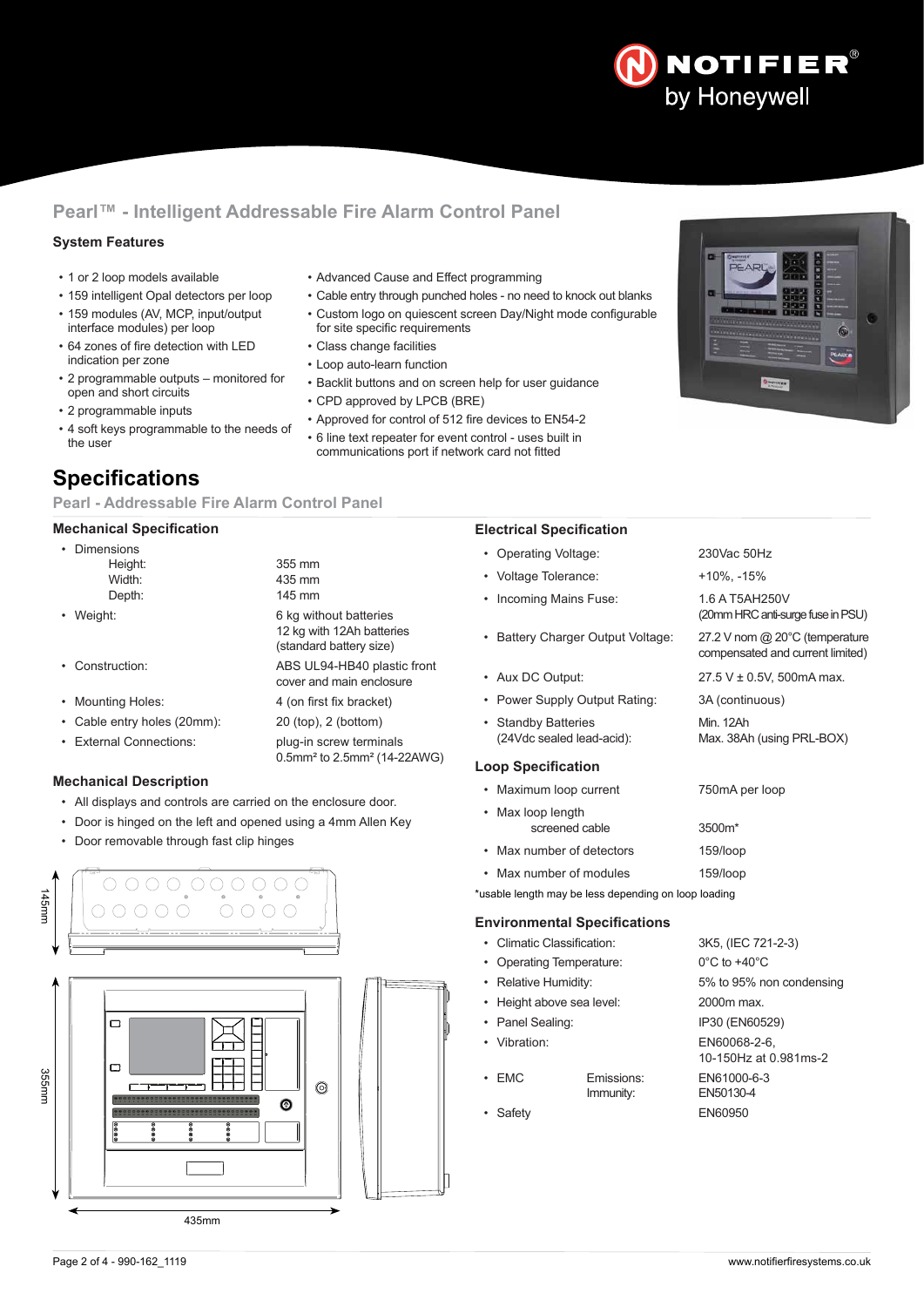## Pearl™ - Intelligent Addressable Fire Alarm Control Panel

### System Features

- 1 or 2 loop models available
- 159 intelligent Opal detectors per loop
- 159 modules (AV, MCP, input/output interface modules) per loop
- 64 zones of fire detection with LED indication per zone
- 2 programmable outputs – monitored for open and short circuits
- 2 programmable inputs
- 4 soft keys programmable to the needs of the user
- Advanced Cause and Effect programming
- Cable entry through punched holes - no need to knock out blanks
- Custom logo on quiescent screen Day/Night mode configurable for site specific requirements
- Class change facilities
- Loop auto-learn function
- Backlit buttons and on screen help for user guidance
- CPD approved by LPCB (BRE)
- Approved for control of 512 fire devices to EN54-2
- 6 line text repeater for event control - uses built in communications port if network card not fitted

# Specifications

## Pearl - Addressable Fire Alarm Control Panel

### Mechanical Specification

| | |
|---|---|
| • Dimensions | |
| Height: | 355 mm |
| Width: | 435 mm |
| Depth: | 145 mm |
| • Weight: | 6 kg without batteries<br>12 kg with 12Ah batteries (standard battery size) |
| • Construction: | ABS UL94-HB40 plastic front cover and main enclosure |
| • Mounting Holes: | 4 (on first fix bracket) |
| • Cable entry holes (20mm): | 20 (top), 2 (bottom) |
| • External Connections: | plug-in screw terminals<br>0.5mm² to 2.5mm² (14-22AWG) |

### Mechanical Description

- All displays and controls are carried on the enclosure door.
- Door is hinged on the left and opened using a 4mm Allen Key
- Door removable through fast clip hinges

145mm

355mm

435mm

### Electrical Specification

| | |
|---|---|
| • Operating Voltage: | 230Vac 50Hz |
| • Voltage Tolerance: | +10%, -15% |
| • Incoming Mains Fuse: | 1.6 A T5AH250V<br>(20mm HRC anti-surge fuse in PSU) |
| • Battery Charger Output Voltage: | 27.2 V nom @ 20°C (temperature compensated and current limited) |
| • Aux DC Output: | 27.5 V ± 0.5V, 500mA max. |
| • Power Supply Output Rating: | 3A (continuous) |
| • Standby Batteries (24Vdc sealed lead-acid): | Min. 12Ah<br>Max. 38Ah (using PRL-BOX) |

### Loop Specification

| | |
|---|---|
| • Maximum loop current | 750mA per loop |
| • Max loop length screened cable | 3500m* |
| • Max number of detectors | 159/loop |
| • Max number of modules | 159/loop |

*usable length may be less depending on loop loading

### Environmental Specifications

| | | |
|---|---|---|
| • Climatic Classification: | | 3K5, (IEC 721-2-3) |
| • Operating Temperature: | | 0°C to +40°C |
| • Relative Humidity: | | 5% to 95% non condensing |
| • Height above sea level: | | 2000m max. |
| • Panel Sealing: | | IP30 (EN60529) |
| • Vibration: | | EN60068-2-6,<br>10-150Hz at 0.981ms-2 |
| • EMC | Emissions: | EN61000-6-3 |
| | Immunity: | EN50130-4 |
| • Safety | | EN60950 |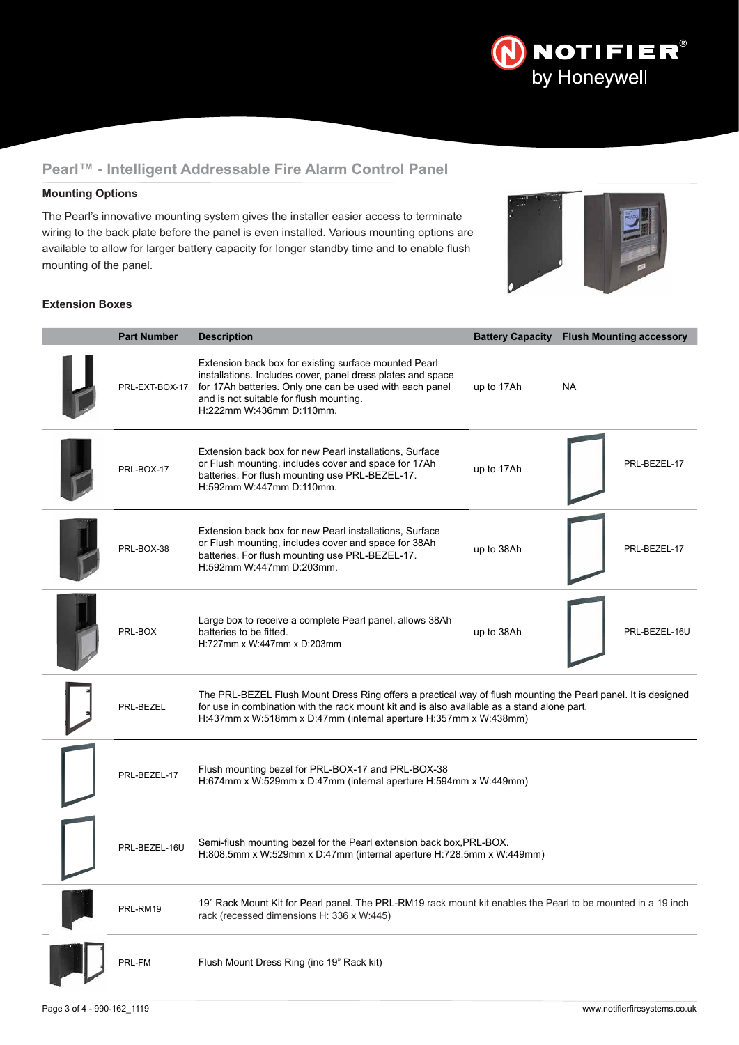## Pearl™ - Intelligent Addressable Fire Alarm Control Panel

### Mounting Options

The Pearl's innovative mounting system gives the installer easier access to terminate wiring to the back plate before the panel is even installed. Various mounting options are available to allow for larger battery capacity for longer standby time and to enable flush mounting of the panel.

### Extension Boxes

| Part Number | Description | Battery Capacity | Flush Mounting accessory |
|---|---|---|---|
| PRL-EXT-BOX-17 | Extension back box for existing surface mounted Pearl installations. Includes cover, panel dress plates and space for 17Ah batteries. Only one can be used with each panel and is not suitable for flush mounting. H:222mm W:436mm D:110mm. | up to 17Ah | NA |
| PRL-BOX-17 | Extension back box for new Pearl installations, Surface or Flush mounting, includes cover and space for 17Ah batteries. For flush mounting use PRL-BEZEL-17. H:592mm W:447mm D:110mm. | up to 17Ah | PRL-BEZEL-17 |
| PRL-BOX-38 | Extension back box for new Pearl installations, Surface or Flush mounting, includes cover and space for 38Ah batteries. For flush mounting use PRL-BEZEL-17. H:592mm W:447mm D:203mm. | up to 38Ah | PRL-BEZEL-17 |
| PRL-BOX | Large box to receive a complete Pearl panel, allows 38Ah batteries to be fitted. H:727mm x W:447mm x D:203mm | up to 38Ah | PRL-BEZEL-16U |
| PRL-BEZEL | The PRL-BEZEL Flush Mount Dress Ring offers a practical way of flush mounting the Pearl panel. It is designed for use in combination with the rack mount kit and is also available as a stand alone part. H:437mm x W:518mm x D:47mm (internal aperture H:357mm x W:438mm) | | |
| PRL-BEZEL-17 | Flush mounting bezel for PRL-BOX-17 and PRL-BOX-38 H:674mm x W:529mm x D:47mm (internal aperture H:594mm x W:449mm) | | |
| PRL-BEZEL-16U | Semi-flush mounting bezel for the Pearl extension back box,PRL-BOX. H:808.5mm x W:529mm x D:47mm (internal aperture H:728.5mm x W:449mm) | | |
| PRL-RM19 | 19" Rack Mount Kit for Pearl panel. The PRL-RM19 rack mount kit enables the Pearl to be mounted in a 19 inch rack (recessed dimensions H: 336 x W:445) | | |
| PRL-FM | Flush Mount Dress Ring (inc 19" Rack kit) | | |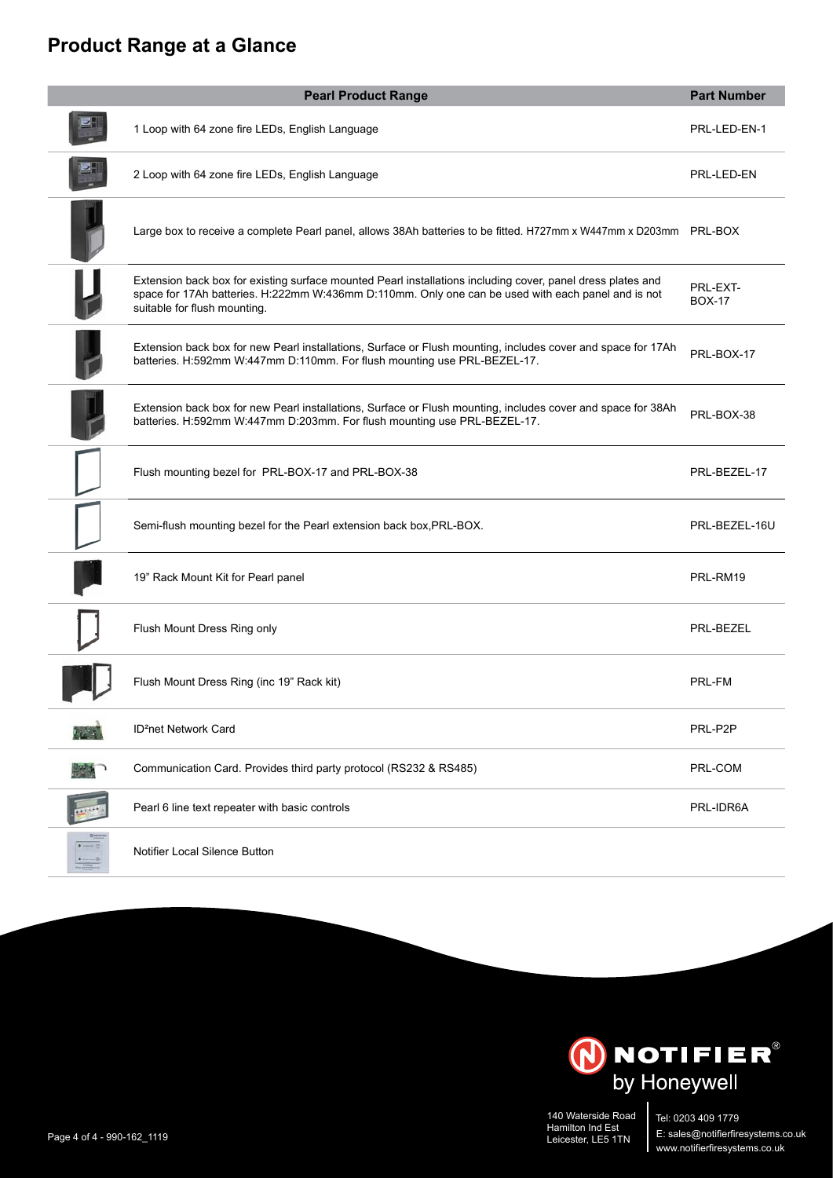## Product Range at a Glance

| | Pearl Product Range | Part Number |
|---|---|---|
| | 1 Loop with 64 zone fire LEDs, English Language | PRL-LED-EN-1 |
| | 2 Loop with 64 zone fire LEDs, English Language | PRL-LED-EN |
| | Large box to receive a complete Pearl panel, allows 38Ah batteries to be fitted. H727mm x W447mm x D203mm | PRL-BOX |
| | Extension back box for existing surface mounted Pearl installations including cover, panel dress plates and space for 17Ah batteries. H:222mm W:436mm D:110mm. Only one can be used with each panel and is not suitable for flush mounting. | PRL-EXT-BOX-17 |
| | Extension back box for new Pearl installations, Surface or Flush mounting, includes cover and space for 17Ah batteries. H:592mm W:447mm D:110mm. For flush mounting use PRL-BEZEL-17. | PRL-BOX-17 |
| | Extension back box for new Pearl installations, Surface or Flush mounting, includes cover and space for 38Ah batteries. H:592mm W:447mm D:203mm. For flush mounting use PRL-BEZEL-17. | PRL-BOX-38 |
| | Flush mounting bezel for PRL-BOX-17 and PRL-BOX-38 | PRL-BEZEL-17 |
| | Semi-flush mounting bezel for the Pearl extension back box,PRL-BOX. | PRL-BEZEL-16U |
| | 19" Rack Mount Kit for Pearl panel | PRL-RM19 |
| | Flush Mount Dress Ring only | PRL-BEZEL |
| | Flush Mount Dress Ring (inc 19" Rack kit) | PRL-FM |
| | ID²net Network Card | PRL-P2P |
| | Communication Card. Provides third party protocol (RS232 & RS485) | PRL-COM |
| | Pearl 6 line text repeater with basic controls | PRL-IDR6A |
| | Notifier Local Silence Button | |

NOTIFIER® by Honeywell

140 Waterside Road
Hamilton Ind Est
Leicester, LE5 1TN

Tel: 0203 409 1779
E: sales@notifierfiresystems.co.uk
www.notifierfiresystems.co.uk